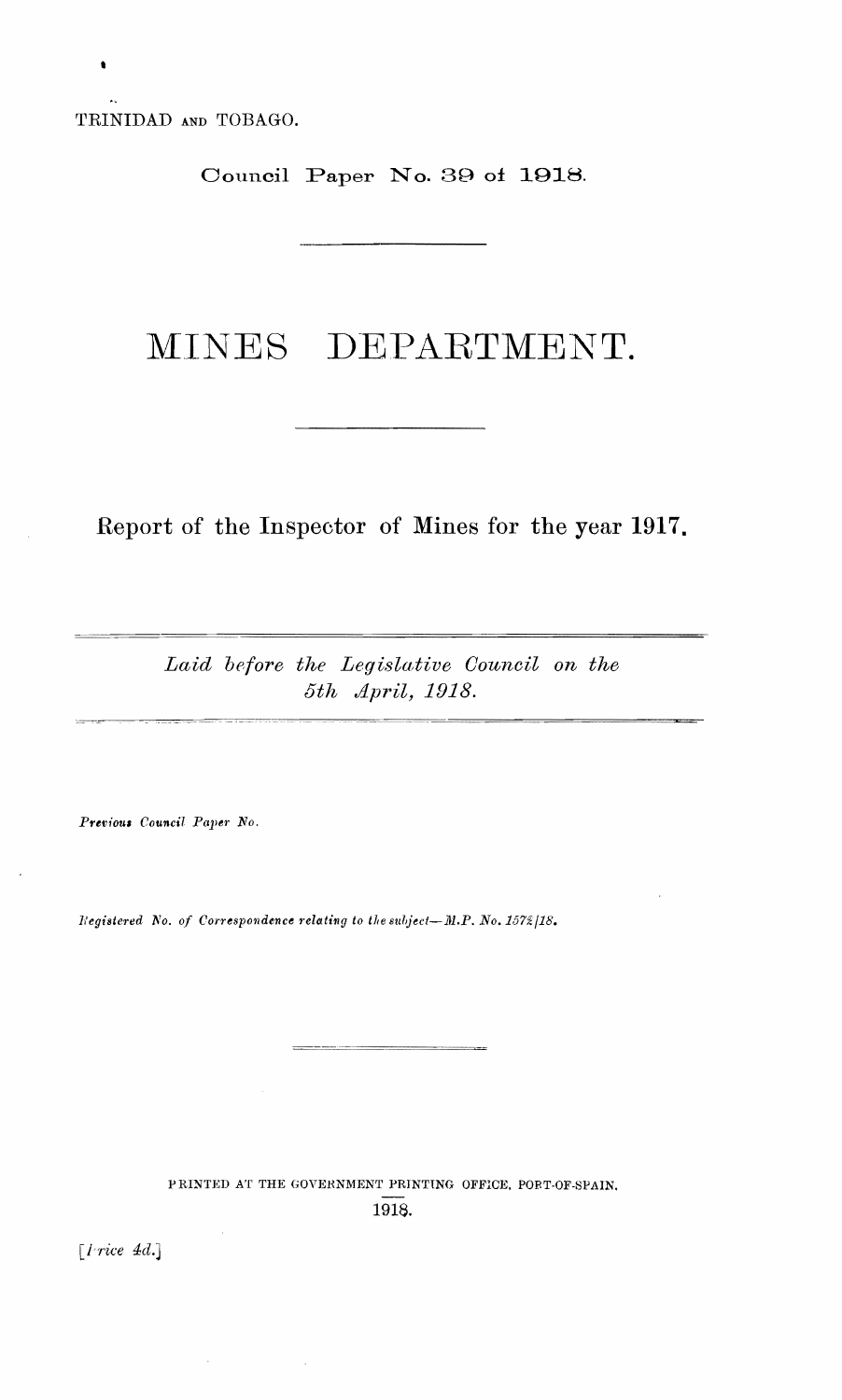TRINIDAD AND TOBAGO.

Council Paper No. 39 of 1918.

# MINES DEPARTMENT.

## Report of the Inspector of Mines for the year 1917.

*Laid before the Legislative Council on the 5th April, 1918.*

*Previous Council Paper No.*

*Registered No. of Correspondence relating to the subject—M.P. No. 1572/18.*

PRINTED AT THE GOVERNMENT PRINTING OFFICE, PORT-OF-SPAIN.
1918.

[*Price 4d.*]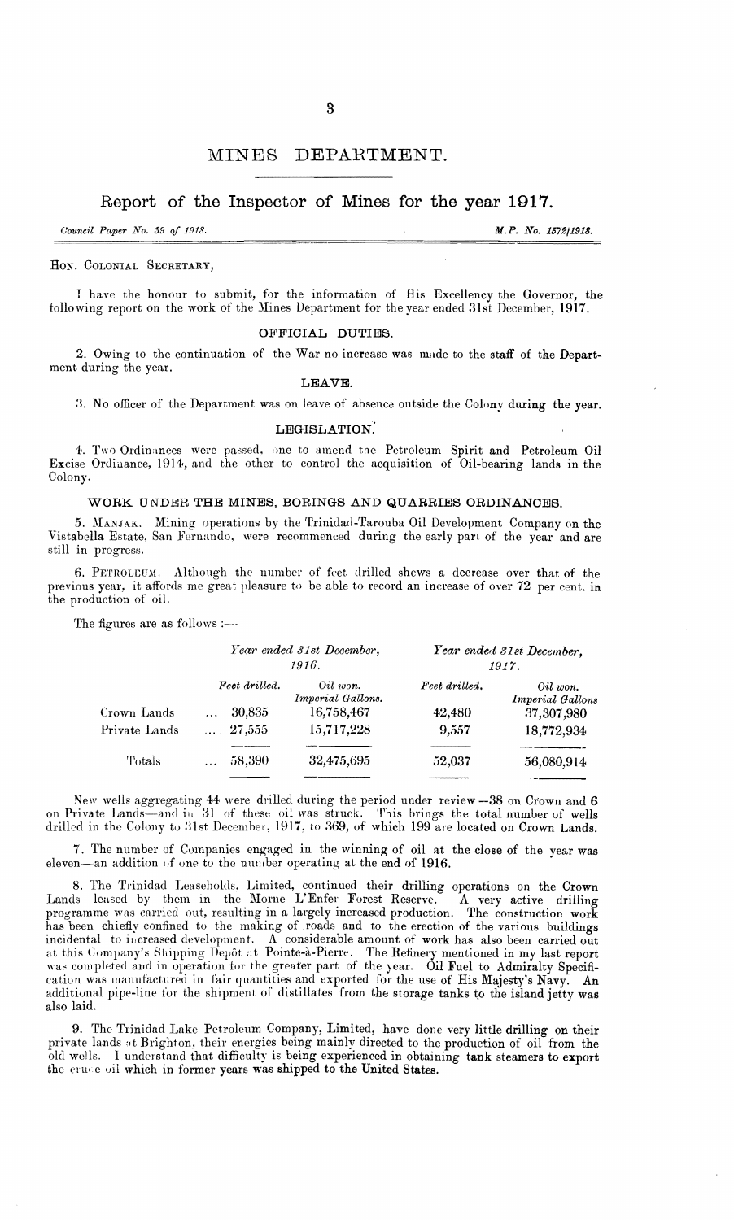# MINES DEPARTMENT.

## Report of the Inspector of Mines for the year 1917.

*Council Paper No. 39 of 1918.* *M.P. No. 1572/1918.*

HON. COLONIAL SECRETARY,

I have the honour to submit, for the information of His Excellency the Governor, the following report on the work of the Mines Department for the year ended 31st December, 1917.

### OFFICIAL DUTIES.

2. Owing to the continuation of the War no increase was made to the staff of the Department during the year.

### LEAVE.

3. No officer of the Department was on leave of absence outside the Colony during the year.

### LEGISLATION.

4. Two Ordinances were passed, one to amend the Petroleum Spirit and Petroleum Oil Excise Ordinance, 1914, and the other to control the acquisition of Oil-bearing lands in the Colony.

### WORK UNDER THE MINES, BORINGS AND QUARRIES ORDINANCES.

5. MANJAK. Mining operations by the Trinidad-Tarouba Oil Development Company on the Vistabella Estate, San Fernando, were recommenced during the early part of the year and are still in progress.

6. PETROLEUM. Although the number of feet drilled shews a decrease over that of the previous year, it affords me great pleasure to be able to record an increase of over 72 per cent. in the production of oil.

The figures are as follows :—

| | *Year ended 31st December, 1916.* | | *Year ended 31st December, 1917.* | |
|---|---|---|---|---|
| | *Feet drilled.* | *Oil won. Imperial Gallons.* | *Feet drilled.* | *Oil won. Imperial Gallons* |
| Crown Lands | ... 30,835 | 16,758,467 | 42,480 | 37,307,980 |
| Private Lands | ... 27,555 | 15,717,228 | 9,557 | 18,772,934 |
| Totals | ... 58,390 | 32,475,695 | 52,037 | 56,080,914 |

New wells aggregating 44 were drilled during the period under review—38 on Crown and 6 on Private Lands—and in 31 of these oil was struck. This brings the total number of wells drilled in the Colony to 31st December, 1917, to 369, of which 199 are located on Crown Lands.

7. The number of Companies engaged in the winning of oil at the close of the year was eleven—an addition of one to the number operating at the end of 1916.

8. The Trinidad Leaseholds, Limited, continued their drilling operations on the Crown Lands leased by them in the Morne L'Enfer Forest Reserve. A very active drilling programme was carried out, resulting in a largely increased production. The construction work has been chiefly confined to the making of roads and to the erection of the various buildings incidental to increased development. A considerable amount of work has also been carried out at this Company's Shipping Depôt at Pointe-à-Pierre. The Refinery mentioned in my last report was completed and in operation for the greater part of the year. Oil Fuel to Admiralty Specification was manufactured in fair quantities and exported for the use of His Majesty's Navy. An additional pipe-line for the shipment of distillates from the storage tanks to the island jetty was also laid.

9. The Trinidad Lake Petroleum Company, Limited, have done very little drilling on their private lands at Brighton, their energies being mainly directed to the production of oil from the old wells. I understand that difficulty is being experienced in obtaining tank steamers to export the crude oil which in former years was shipped to the United States.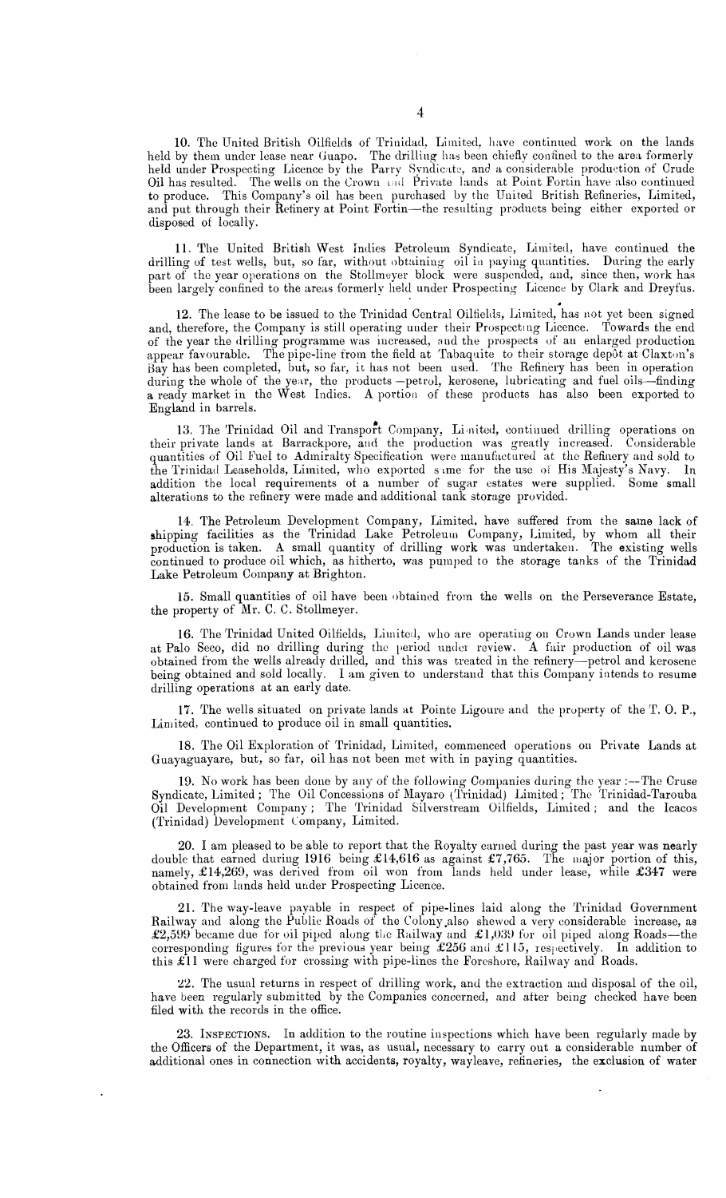10. The United British Oilfields of Trinidad, Limited, have continued work on the lands held by them under lease near Guapo. The drilling has been chiefly confined to the area formerly held under Prospecting Licence by the Parry Syndicate, and a considerable production of Crude Oil has resulted. The wells on the Crown and Private lands at Point Fortin have also continued to produce. This Company's oil has been purchased by the United British Refineries, Limited, and put through their Refinery at Point Fortin—the resulting products being either exported or disposed of locally.

11. The United British West Indies Petroleum Syndicate, Limited, have continued the drilling of test wells, but, so far, without obtaining oil in paying quantities. During the early part of the year operations on the Stollmeyer block were suspended, and, since then, work has been largely confined to the areas formerly held under Prospecting Licence by Clark and Dreyfus.

12. The lease to be issued to the Trinidad Central Oilfields, Limited, has not yet been signed and, therefore, the Company is still operating under their Prospecting Licence. Towards the end of the year the drilling programme was increased, and the prospects of an enlarged production appear favourable. The pipe-line from the field at Tabaquite to their storage depôt at Claxton's Bay has been completed, but, so far, it has not been used. The Refinery has been in operation during the whole of the year, the products—petrol, kerosene, lubricating and fuel oils—finding a ready market in the West Indies. A portion of these products has also been exported to England in barrels.

13. The Trinidad Oil and Transport Company, Limited, continued drilling operations on their private lands at Barrackpore, and the production was greatly increased. Considerable quantities of Oil Fuel to Admiralty Specification were manufactured at the Refinery and sold to the Trinidad Leaseholds, Limited, who exported same for the use of His Majesty's Navy. In addition the local requirements of a number of sugar estates were supplied. Some small alterations to the refinery were made and additional tank storage provided.

14. The Petroleum Development Company, Limited, have suffered from the same lack of shipping facilities as the Trinidad Lake Petroleum Company, Limited, by whom all their production is taken. A small quantity of drilling work was undertaken. The existing wells continued to produce oil which, as hitherto, was pumped to the storage tanks of the Trinidad Lake Petroleum Company at Brighton.

15. Small quantities of oil have been obtained from the wells on the Perseverance Estate, the property of Mr. C. C. Stollmeyer.

16. The Trinidad United Oilfields, Limited, who are operating on Crown Lands under lease at Palo Seco, did no drilling during the period under review. A fair production of oil was obtained from the wells already drilled, and this was treated in the refinery—petrol and kerosene being obtained and sold locally. I am given to understand that this Company intends to resume drilling operations at an early date.

17. The wells situated on private lands at Pointe Ligoure and the property of the T. O. P., Limited, continued to produce oil in small quantities.

18. The Oil Exploration of Trinidad, Limited, commenced operations on Private Lands at Guayaguayare, but, so far, oil has not been met with in paying quantities.

19. No work has been done by any of the following Companies during the year:—The Cruse Syndicate, Limited; The Oil Concessions of Mayaro (Trinidad) Limited; The Trinidad-Tarouba Oil Development Company; The Trinidad Silverstream Oilfields, Limited; and the Icacos (Trinidad) Development Company, Limited.

20. I am pleased to be able to report that the Royalty earned during the past year was nearly double that earned during 1916 being £14,616 as against £7,765. The major portion of this, namely, £14,269, was derived from oil won from lands held under lease, while £347 were obtained from lands held under Prospecting Licence.

21. The way-leave payable in respect of pipe-lines laid along the Trinidad Government Railway and along the Public Roads of the Colony also shewed a very considerable increase, as £2,599 became due for oil piped along the Railway and £1,039 for oil piped along Roads—the corresponding figures for the previous year being £256 and £115, respectively. In addition to this £11 were charged for crossing with pipe-lines the Foreshore, Railway and Roads.

22. The usual returns in respect of drilling work, and the extraction and disposal of the oil, have been regularly submitted by the Companies concerned, and after being checked have been filed with the records in the office.

23. Inspections. In addition to the routine inspections which have been regularly made by the Officers of the Department, it was, as usual, necessary to carry out a considerable number of additional ones in connection with accidents, royalty, wayleave, refineries, the exclusion of water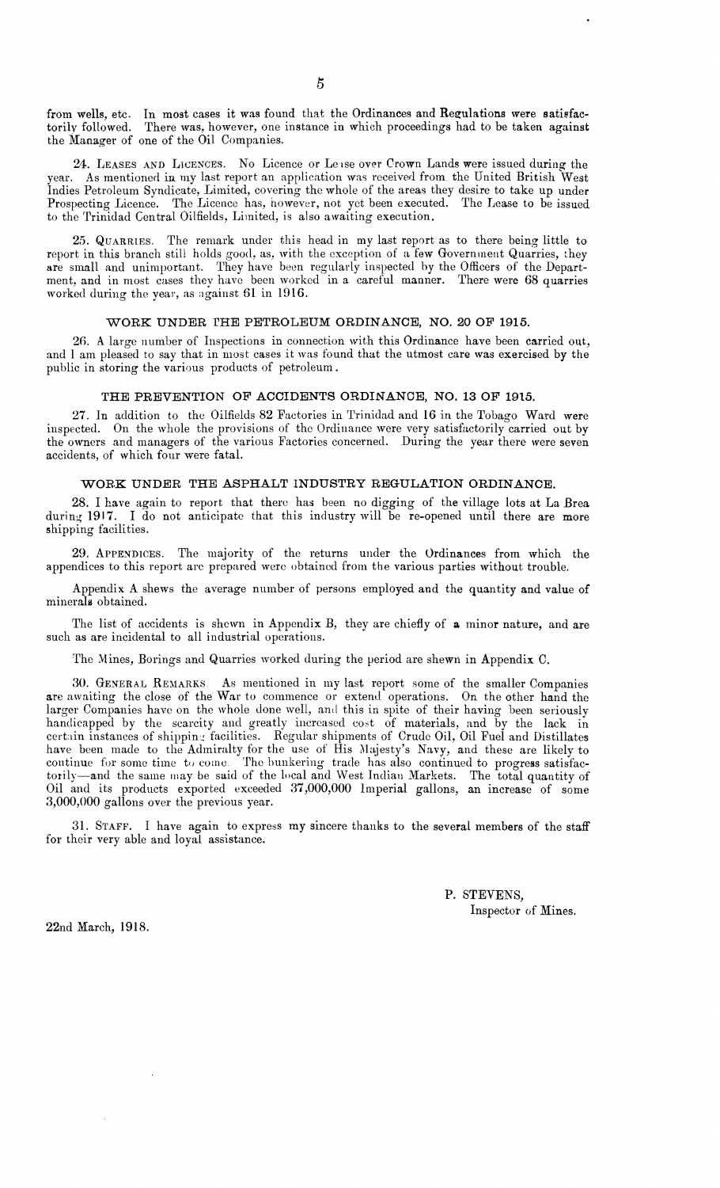from wells, etc. In most cases it was found that the Ordinances and Regulations were satisfactorily followed. There was, however, one instance in which proceedings had to be taken against the Manager of one of the Oil Companies.

24. LEASES AND LICENCES. No Licence or Lease over Crown Lands were issued during the year. As mentioned in my last report an application was received from the United British West Indies Petroleum Syndicate, Limited, covering the whole of the areas they desire to take up under Prospecting Licence. The Licence has, however, not yet been executed. The Lease to be issued to the Trinidad Central Oilfields, Limited, is also awaiting execution.

25. QUARRIES. The remark under this head in my last report as to there being little to report in this branch still holds good, as, with the exception of a few Government Quarries, they are small and unimportant. They have been regularly inspected by the Officers of the Department, and in most cases they have been worked in a careful manner. There were 68 quarries worked during the year, as against 61 in 1916.

## WORK UNDER THE PETROLEUM ORDINANCE, NO. 20 OF 1915.

26. A large number of Inspections in connection with this Ordinance have been carried out, and I am pleased to say that in most cases it was found that the utmost care was exercised by the public in storing the various products of petroleum.

## THE PREVENTION OF ACCIDENTS ORDINANCE, NO. 13 OF 1915.

27. In addition to the Oilfields 82 Factories in Trinidad and 16 in the Tobago Ward were inspected. On the whole the provisions of the Ordinance were very satisfactorily carried out by the owners and managers of the various Factories concerned. During the year there were seven accidents, of which four were fatal.

## WORK UNDER THE ASPHALT INDUSTRY REGULATION ORDINANCE.

28. I have again to report that there has been no digging of the village lots at La Brea during 1917. I do not anticipate that this industry will be re-opened until there are more shipping facilities.

29. APPENDICES. The majority of the returns under the Ordinances from which the appendices to this report are prepared were obtained from the various parties without trouble.

Appendix A shews the average number of persons employed and the quantity and value of minerals obtained.

The list of accidents is shewn in Appendix B, they are chiefly of a minor nature, and are such as are incidental to all industrial operations.

The Mines, Borings and Quarries worked during the period are shewn in Appendix C.

30. GENERAL REMARKS. As mentioned in my last report some of the smaller Companies are awaiting the close of the War to commence or extend operations. On the other hand the larger Companies have on the whole done well, and this in spite of their having been seriously handicapped by the scarcity and greatly increased cost of materials, and by the lack in certain instances of shipping facilities. Regular shipments of Crude Oil, Oil Fuel and Distillates have been made to the Admiralty for the use of His Majesty's Navy, and these are likely to continue for some time to come. The bunkering trade has also continued to progress satisfactorily—and the same may be said of the local and West Indian Markets. The total quantity of Oil and its products exported exceeded 37,000,000 Imperial gallons, an increase of some 3,000,000 gallons over the previous year.

31. STAFF. I have again to express my sincere thanks to the several members of the staff for their very able and loyal assistance.

P. STEVENS,
Inspector of Mines.

22nd March, 1918.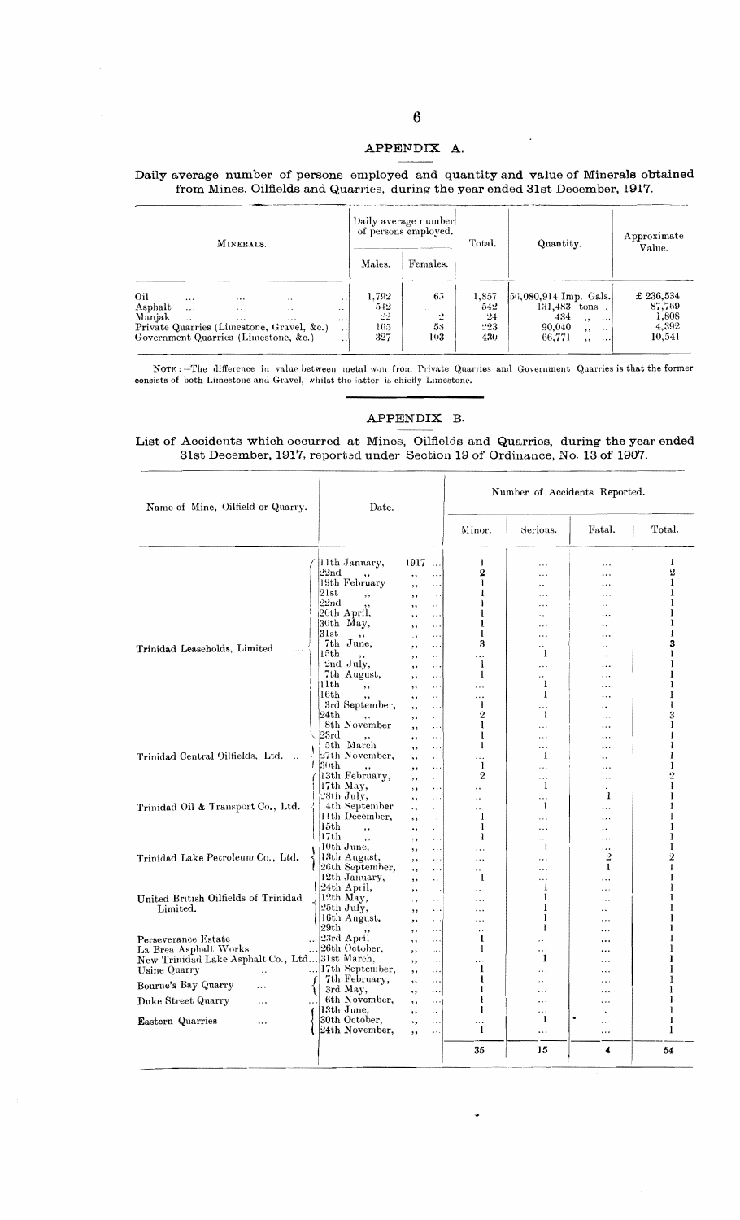## APPENDIX A.

**Daily average number of persons employed and quantity and value of Minerals obtained from Mines, Oilfields and Quarries, during the year ended 31st December, 1917.**

| MINERALS. | Daily average number of persons employed. | | Total. | Quantity. | Approximate Value. |
|---|---|---|---|---|---|
| | Males. | Females. | | | |
| Oil ... ... ... .. .. | 1,792 | 65 | 1,857 | 56,080,914 Imp. Gals. | £ 236,534 |
| Asphalt ... .. .. .. | 542 | .. | 542 | 131,483 tons .. | 87,769 |
| Manjak ... ... ... ... | 22 | 2 | 24 | 434 ,, ... | 1,808 |
| Private Quarries (Limestone, Gravel, &c.) .. | 165 | 58 | 223 | 90,040 ,, .. | 4,392 |
| Government Quarries (Limestone, &c.) .. | 327 | 103 | 430 | 66,771 ,, ... | 10,541 |

NOTE:—The difference in value between metal won from Private Quarries and Government Quarries is that the former consists of both Limestone and Gravel, whilst the latter is chiefly Limestone.

## APPENDIX B.

**List of Accidents which occurred at Mines, Oilfields and Quarries, during the year ended 31st December, 1917, reported under Section 19 of Ordinance, No. 13 of 1907.**

| Name of Mine, Oilfield or Quarry. | Date. | Number of Accidents Reported. | | | |
|---|---|---|---|---|---|
| | | Minor. | Serious. | Fatal. | Total. |
| Trinidad Leaseholds, Limited | 11th January, 1917 ... | 1 | ... | ... | 1 |
| | 22nd ,, ,, ... | 2 | ... | ... | 2 |
| | 19th February ,, ... | 1 | .. | ... | 1 |
| | 21st ,, ,, .. | 1 | ... | ... | 1 |
| | 22nd ,, ,, .. | 1 | ... | .. | 1 |
| | 20th April, ,, ... | 1 | .. | ... | 1 |
| | 30th May, ,, ... | 1 | ... | ... | 1 |
| | 31st ,, ,, ... | 1 | ... | ... | 1 |
| | 7th June, ,, ... | 3 | .. | .. | 3 |
| | 15th ,, ,, .. | ... | 1 | .. | 1 |
| | 2nd July, ,, ... | 1 | ... | ... | 1 |
| | 7th August, ,, .. | 1 | .. | ... | 1 |
| | 11th ,, ,, ... | ... | 1 | ... | 1 |
| | 16th ,, ,, .. | ... | 1 | ... | 1 |
| | 3rd September, ,, ... | 1 | ... | .. | 1 |
| | 24th ,, ,, .. | 2 | 1 | ... | 3 |
| | 8th November ,, ... | 1 | ... | ... | 1 |
| | 23rd ,, ,, ... | 1 | ... | ... | 1 |
| Trinidad Central Oilfields, Ltd. .. | 5th March ,, ... | 1 | ... | ... | 1 |
| | 27th November, ,, .. | ... | 1 | .. | 1 |
| | 30th ,, ,, ... | 1 | ... | ... | 1 |
| Trinidad Oil & Transport Co., Ltd. | 13th February, ,, .. | 2 | ... | ... | 2 |
| | 17th May, ,, ... | .. | 1 | .. | 1 |
| | 28th July, ,, ... | .. | ... | 1 | 1 |
| | 4th September ,, .. | .. | 1 | ... | 1 |
| | 11th December, ,, . | 1 | ... | ... | 1 |
| | 15th ,, ,, .. | 1 | ... | .. | 1 |
| | 17th ,, ,, ... | 1 | .. | ... | 1 |
| Trinidad Lake Petroleum Co., Ltd. | 10th June, ,, ... | ... | 1 | ... | 1 |
| | 13th August, ,, ... | ... | ... | 2 | 2 |
| | 26th September, ,, ... | .. | ... | 1 | 1 |
| United British Oilfields of Trinidad Limited. | 12th January, ,, .. | 1 | ... | ... | 1 |
| | 24th April, ,, . | .. | 1 | ... | 1 |
| | 12th May, ,, .. | ... | 1 | .. | 1 |
| | 25th July, ,, ... | ... | 1 | .. | 1 |
| | 16th August, ,, ... | ... | 1 | ... | 1 |
| | 29th ,, ,, ... | .. | 1 | ... | 1 |
| Perseverance Estate .. | 23rd April ,, ... | 1 | .. | ... | 1 |
| La Brea Asphalt Works ... | 26th October, ,, .. | 1 | ... | ... | 1 |
| New Trinidad Lake Asphalt Co., Ltd... | 31st March, ,, ... | ... | 1 | ... | 1 |
| Usine Quarry ... ... | 17th September, ,, ... | 1 | ... | ... | 1 |
| Bourne's Bay Quarry ... | 7th February, ,, ... | 1 | .. | ... | 1 |
| | 3rd May, ,, ... | 1 | ... | ... | 1 |
| Duke Street Quarry ... ... | 6th November, ,, ... | 1 | ... | ... | 1 |
| Eastern Quarries ... | 13th June, ,, .. | 1 | ... | . | 1 |
| | 30th October, ,, ... | ... | 1 | ... | 1 |
| | 24th November, ,, ... | 1 | ... | ... | 1 |
| | | 35 | 15 | 4 | 54 |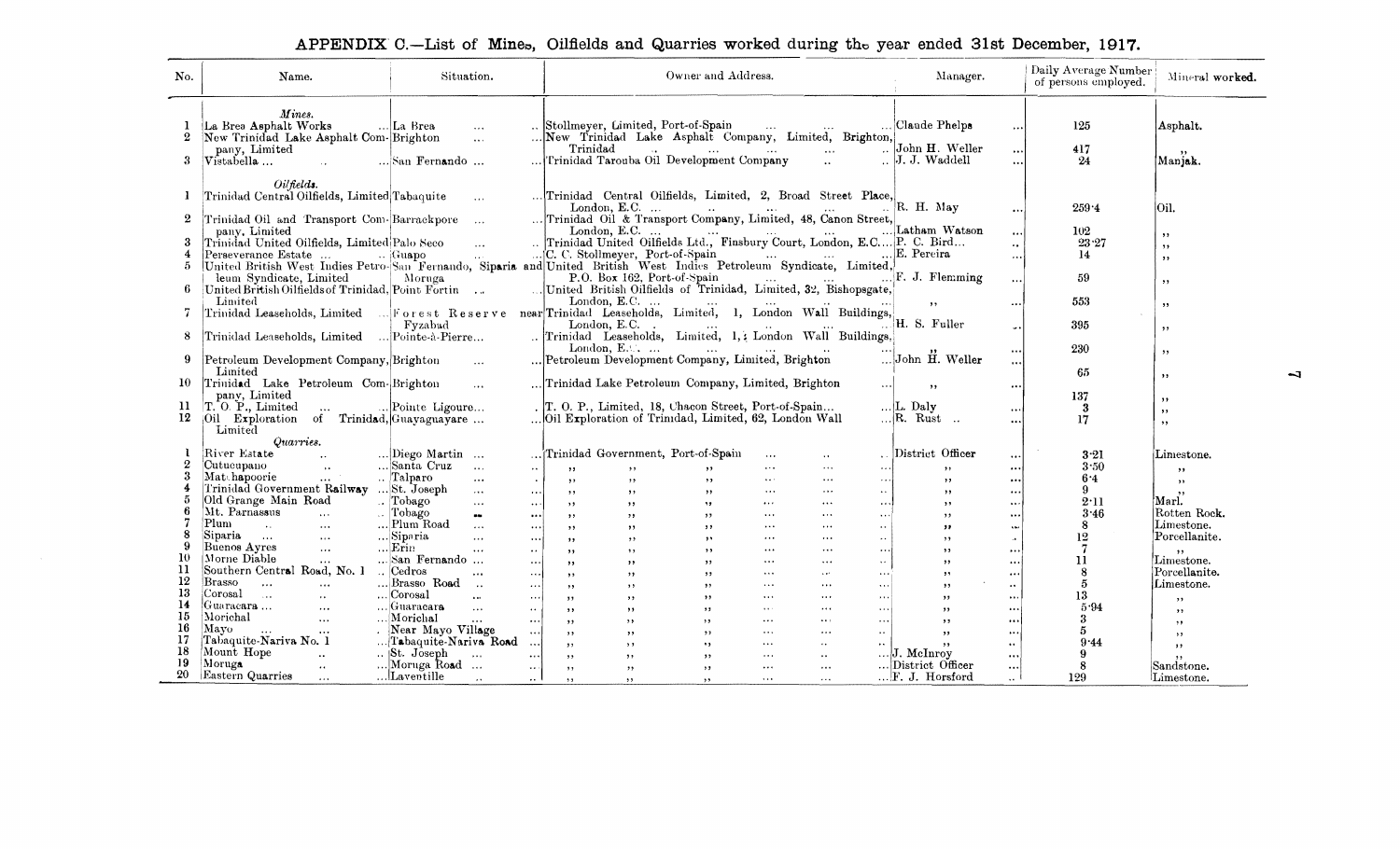## APPENDIX C.—List of Mines, Oilfields and Quarries worked during the year ended 31st December, 1917.

| No. | Name. | Situation. | Owner and Address. | Manager. | Daily Average Number of persons employed. | Mineral worked. |
|---|---|---|---|---|---|---|
| | *Mines.* | | | | | |
| 1 | La Brea Asphalt Works | La Brea | Stollmeyer, Limited, Port-of-Spain | Claude Phelps | 125 | Asphalt. |
| 2 | New Trinidad Lake Asphalt Company, Limited | Brighton | New Trinidad Lake Asphalt Company, Limited, Brighton, Trinidad | John H. Weller | 417 | ,, |
| 3 | Vistabella | San Fernando | Trinidad Tarouba Oil Development Company | J. J. Waddell | 24 | Manjak. |
| | *Oilfields.* | | | | | |
| 1 | Trinidad Central Oilfields, Limited | Tabaquite | Trinidad Central Oilfields, Limited, 2, Broad Street Place, London, E.C. | R. H. May | 259·4 | Oil. |
| 2 | Trinidad Oil and Transport Company, Limited | Barrackpore | Trinidad Oil & Transport Company, Limited, 48, Canon Street, London, E.C. | Latham Watson | 102 | ,, |
| 3 | Trinidad United Oilfields, Limited | Palo Seco | Trinidad United Oilfields Ltd., Finsbury Court, London, E.C. | P. C. Bird | 23·27 | ,, |
| 4 | Perseverance Estate | Guapo | C. C. Stollmeyer, Port-of-Spain | E. Pereira | 14 | ,, |
| 5 | United British West Indies Petroleum Syndicate, Limited | San Fernando, Siparia and Moruga | United British West Indies Petroleum Syndicate, Limited, P.O. Box 162, Port-of-Spain | F. J. Flemming | 59 | ,, |
| 6 | United British Oilfields of Trinidad, Limited | Point Fortin | United British Oilfields of Trinidad, Limited, 32, Bishopsgate, London, E.C. | ,, | 553 | ,, |
| 7 | Trinidad Leaseholds, Limited | Forest Reserve near Fyzabad | Trinidad Leaseholds, Limited, 1, London Wall Buildings, London, E.C. | H. S. Fuller | 395 | ,, |
| 8 | Trinidad Leaseholds, Limited | Pointe-à-Pierre | Trinidad Leaseholds, Limited, 1, London Wall Buildings, London, E.C. | ,, | 230 | ,, |
| 9 | Petroleum Development Company, Limited | Brighton | Petroleum Development Company, Limited, Brighton | John H. Weller | 65 | ,, |
| 10 | Trinidad Lake Petroleum Company, Limited | Brighton | Trinidad Lake Petroleum Company, Limited, Brighton | ,, | 137 | ,, |
| 11 | T. O. P., Limited | Pointe Ligoure | T. O. P., Limited, 18, Chacon Street, Port-of-Spain | L. Daly | 3 | ,, |
| 12 | Oil Exploration of Trinidad, Limited | Guayaguayare | Oil Exploration of Trinidad, Limited, 62, London Wall | R. Rust | 17 | ,, |
| | *Quarries.* | | | | | |
| 1 | River Estate | Diego Martin | Trinidad Government, Port-of-Spain | District Officer | 3·21 | Limestone. |
| 2 | Cutucupano | Santa Cruz | ,, ,, ,, | ,, | 3·50 | ,, |
| 3 | Matchapoorie | Talparo | ,, ,, ,, | ,, | 6·4 | ,, |
| 4 | Trinidad Government Railway | St. Joseph | ,, ,, ,, | ,, | 9 | ,, |
| 5 | Old Grange Main Road | Tobago | ,, ,, ,, | ,, | 2·11 | Marl. |
| 6 | Mt. Parnassus | Tobago | ,, ,, ,, | ,, | 3·46 | Rotten Rock. |
| 7 | Plum | Plum Road | ,, ,, ,, | ,, | 8 | Limestone. |
| 8 | Siparia | Siparia | ,, ,, ,, | ,, | 12 | Porcellanite. |
| 9 | Buenos Ayres | Erin | ,, ,, ,, | ,, | 7 | ,, |
| 10 | Morne Diable | San Fernando | ,, ,, ,, | ,, | 11 | Limestone. |
| 11 | Southern Central Road, No. 1 | Cedros | ,, ,, ,, | ,, | 8 | Porcellanite. |
| 12 | Brasso | Brasso Road | ,, ,, ,, | ,, | 5 | Limestone. |
| 13 | Corosal | Corosal | ,, ,, ,, | ,, | 13 | ,, |
| 14 | Guaracara | Guaracara | ,, ,, ,, | ,, | 5·94 | ,, |
| 15 | Morichal | Morichal | ,, ,, ,, | ,, | 3 | ,, |
| 16 | Mayo | Near Mayo Village | ,, ,, ,, | ,, | 5 | ,, |
| 17 | Tabaquite-Nariva No. 1 | Tabaquite-Nariva Road | ,, ,, ,, | ,, | 9·44 | ,, |
| 18 | Mount Hope | St. Joseph | ,, ,, ,, | J. McInroy | 9 | ,, |
| 19 | Moruga | Moruga Road | ,, ,, ,, | District Officer | 8 | Sandstone. |
| 20 | Eastern Quarries | Laventille | ,, ,, ,, | F. J. Horsford | 129 | Limestone. |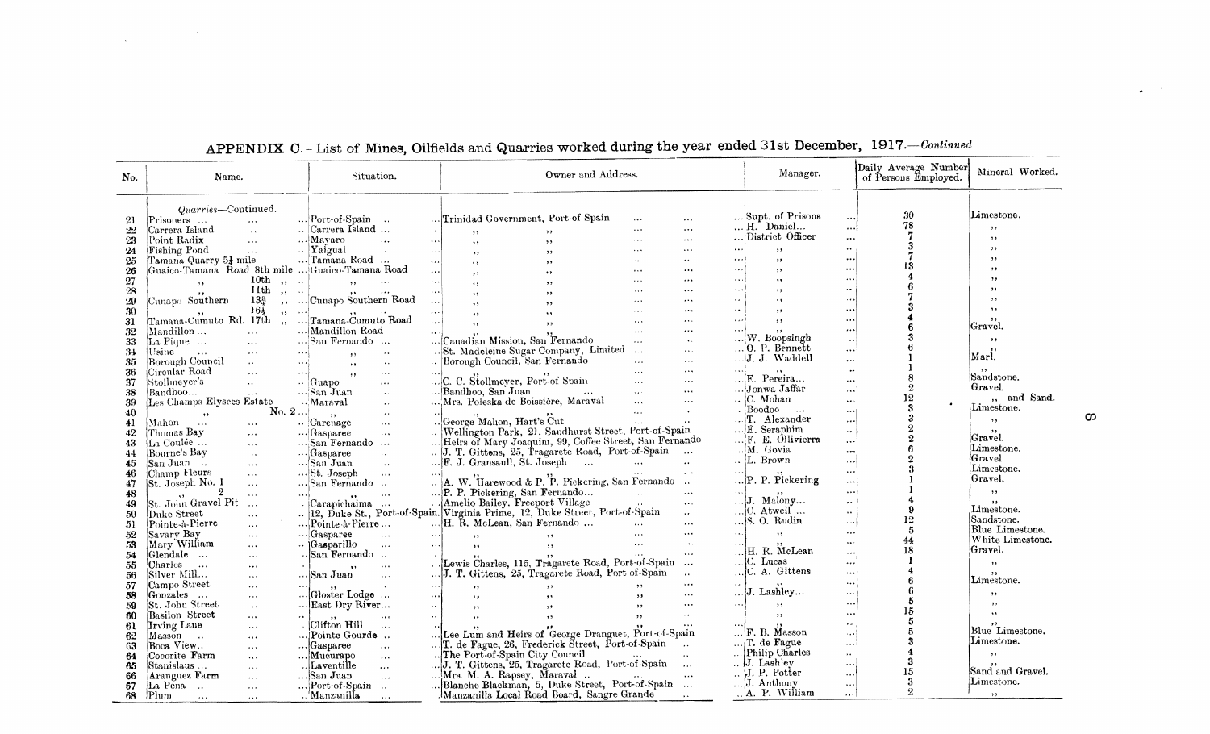## APPENDIX C.—List of Mines, Oilfields and Quarries worked during the year ended 31st December, 1917.—*Continued*

| No. | Name. | Situation. | Owner and Address. | Manager. | Daily Average Number of Persons Employed. | Mineral Worked. |
|---|---|---|---|---|---|---|
| | *Quarries*—Continued. | | | | | |
| 21 | Prisoners ... | Port-of-Spain ... | Trinidad Government, Port-of-Spain | Supt. of Prisons | 30 | Limestone. |
| 22 | Carrera Island | Carrera Island ... | ,, ,, | H. Daniel... | 78 | ,, |
| 23 | Point Radix | Mayaro | ,, ,, | District Officer | 7 | ,, |
| 24 | Fishing Pond | Yaigual | ,, ,, | ,, | 3 | ,, |
| 25 | Tamana Quarry 5½ mile | Tamana Road ... | ,, ,, | ,, | 7 | ,, |
| 26 | Guaico-Tamana Road 8th mile | Guaico-Tamana Road | ,, ,, | ,, | 13 | ,, |
| 27 | ,, 10th ,, | ,, | ,, ,, | ,, | 4 | ,, |
| 28 | ,, 11th ,, | ,, | ,, ,, | ,, | 6 | ,, |
| 29 | Cunapo Southern 13¾ ,, | Cunapo Southern Road | ,, ,, | ,, | 7 | ,, |
| 30 | ,, 16½ ,, | ,, | ,, ,, | ,, | 3 | ,, |
| 31 | Tamana-Cumuto Rd. 17th ,, | Tamana-Cumuto Road | ,, ,, | ,, | 4 | ,, |
| 32 | Mandillon ... | Mandillon Road | ,, ,, | ,, | 6 | Gravel. |
| 33 | La Pique ... | San Fernando ... | Canadian Mission, San Fernando | W. Boopsingh | 3 | ,, |
| 34 | Usine ... | ,, | St. Madeleine Sugar Company, Limited ... | O. P. Bennett | 6 | ,, |
| 35 | Borough Council | ,, | Borough Council, San Fernando | J. J. Waddell | 1 | Marl. |
| 36 | Circular Road | ,, | ,, ,, | ,, | 1 | ,, |
| 37 | Stollmeyer's | Guapo | C. C. Stollmeyer, Port-of-Spain | E. Pereira... | 8 | Sandstone. |
| 38 | Bandhoo... | San Juan | Bandhoo, San Juan | Jonwa Jaffar | 2 | Gravel. |
| 39 | Les Champs Elysees Estate | Maraval | Mrs. Poleska de Boissière, Maraval | C. Mohan | 12 | ,, and Sand. |
| 40 | ,, No. 2 | ,, | ,, ,, | Boodoo ... | 3 | Limestone. |
| 41 | Mahon ... | Carenage | George Mahon, Hart's Cut | T. Alexander | 3 | ,, |
| 42 | Thomas Bay | Gasparee | Wellington Park, 21, Sandhurst Street, Port-of-Spain | E. Seraphim | 2 | ,, |
| 43 | La Coulée ... | San Fernando ... | Heirs of Mary Joaquim, 99, Coffee Street, San Fernando | F. E. Ollivierra | 2 | Gravel. |
| 44 | Bourne's Bay | Gasparee | J. T. Gittens, 25, Tragarete Road, Port-of-Spain | M. Govia | 6 | Limestone. |
| 45 | San Juan ... | San Juan | F. J. Gransaull, St. Joseph | L. Brown | 2 | Gravel. |
| 46 | Champ Fleurs | St. Joseph | ,, ,, | ,, | 3 | Limestone. |
| 47 | St. Joseph No. 1 | San Fernando ... | A. W. Harewood & P. P. Pickering, San Fernando | P. P. Pickering | 1 | Gravel. |
| 48 | ,, 2 | ,, | P. P. Pickering, San Fernando... | ,, | 1 | ,, |
| 49 | St. John Gravel Pit | Carapichaima | Amelio Bailey, Freeport Village | J. Malony... | 4 | ,, |
| 50 | Duke Street | 12, Duke St., Port-of-Spain. | Virginia Prime, 12, Duke Street, Port-of-Spain | C. Atwell ... | 9 | Limestone. |
| 51 | Pointe-à-Pierre | Pointe-à-Pierre ... | H. R. McLean, San Fernando ... | S. O. Rudin | 12 | Sandstone. |
| 52 | Savary Bay | Gasparee | ,, ,, | ,, | 5 | Blue Limestone. |
| 53 | Mary William | Gasparillo | ,, ,, | ,, | 44 | White Limestone. |
| 54 | Glendale ... | San Fernando .. | ,, ,, | H. R. McLean | 18 | Gravel. |
| 55 | Charles ... | ,, | Lewis Charles, 115, Tragarete Road, Port-of-Spain | C. Lucas | 1 | ,, |
| 56 | Silver Mill... | San Juan | J. T. Gittens, 25, Tragarete Road, Port-of-Spain | C. A. Gittens | 4 | ,, |
| 57 | Campo Street | ,, | ,, ,, ,, | ,, | 6 | Limestone. |
| 58 | Gonzales ... | Gloster Lodge ... | ,, ,, ,, | J. Lashley... | 6 | ,, |
| 59 | St. John Street | East Dry River... | ,, ,, ,, | ,, | 5 | ,, |
| 60 | Basilon Street | ,, | ,, ,, ,, | ,, | 15 | ,, |
| 61 | Irving Lane | Clifton Hill | ,, ,, ,, | ,, | 5 | ,, |
| 62 | Masson .. | Pointe Gourde .. | Lee Lum and Heirs of George Dranguet, Port-of-Spain | F. B. Masson | 5 | Blue Limestone. |
| 63 | Boca View.. | Gasparee | T. de Fague, 26, Frederick Street, Port-of-Spain | T. de Fague | 3 | Limestone. |
| 64 | Cocorite Farm | Mucurapo | The Port-of-Spain City Council | Philip Charles | 4 | ,, |
| 65 | Stanislaus ... | Laventille | J. T. Gittens, 25, Tragarete Road, Port-of-Spain | J. Lashley | 3 | ,, |
| 66 | Aranguez Farm | San Juan | Mrs. M. A. Rapsey, Maraval .. | J. P. Potter | 15 | Sand and Gravel. |
| 67 | La Pena .. | Port-of-Spain .. | Blanche Blackman, 5, Duke Street, Port-of-Spain | J. Anthony | 3 | Limestone. |
| 68 | Plum ... | Manzanilla | Manzanilla Local Road Board, Sangre Grande | A. P. William | 2 | ,, |